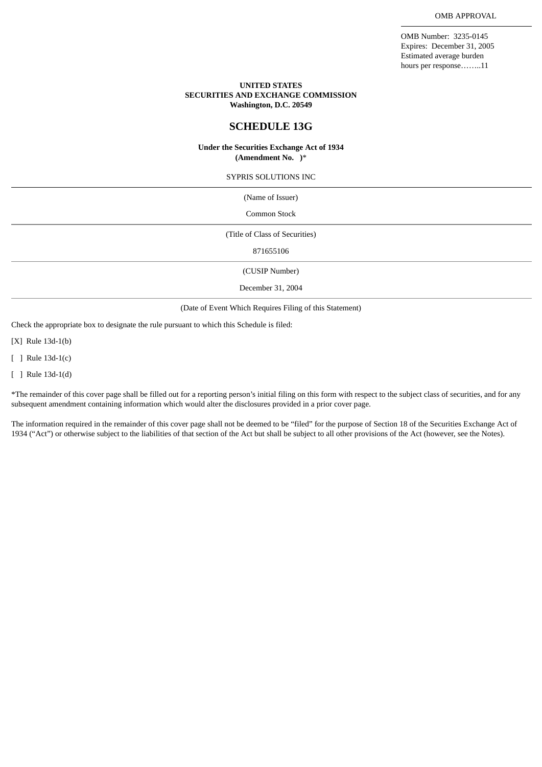OMB APPROVAL

OMB Number: 3235-0145
Expires: December 31, 2005
Estimated average burden
hours per response……..11

**UNITED STATES**
**SECURITIES AND EXCHANGE COMMISSION**
**Washington, D.C. 20549**

# SCHEDULE 13G

**Under the Securities Exchange Act of 1934**
**(Amendment No. )***

SYPRIS SOLUTIONS INC

(Name of Issuer)

Common Stock

(Title of Class of Securities)

871655106

(CUSIP Number)

December 31, 2004

(Date of Event Which Requires Filing of this Statement)

Check the appropriate box to designate the rule pursuant to which this Schedule is filed:

[X] Rule 13d-1(b)

[ ] Rule 13d-1(c)

[ ] Rule 13d-1(d)

*The remainder of this cover page shall be filled out for a reporting person's initial filing on this form with respect to the subject class of securities, and for any subsequent amendment containing information which would alter the disclosures provided in a prior cover page.

The information required in the remainder of this cover page shall not be deemed to be "filed" for the purpose of Section 18 of the Securities Exchange Act of 1934 ("Act") or otherwise subject to the liabilities of that section of the Act but shall be subject to all other provisions of the Act (however, see the Notes).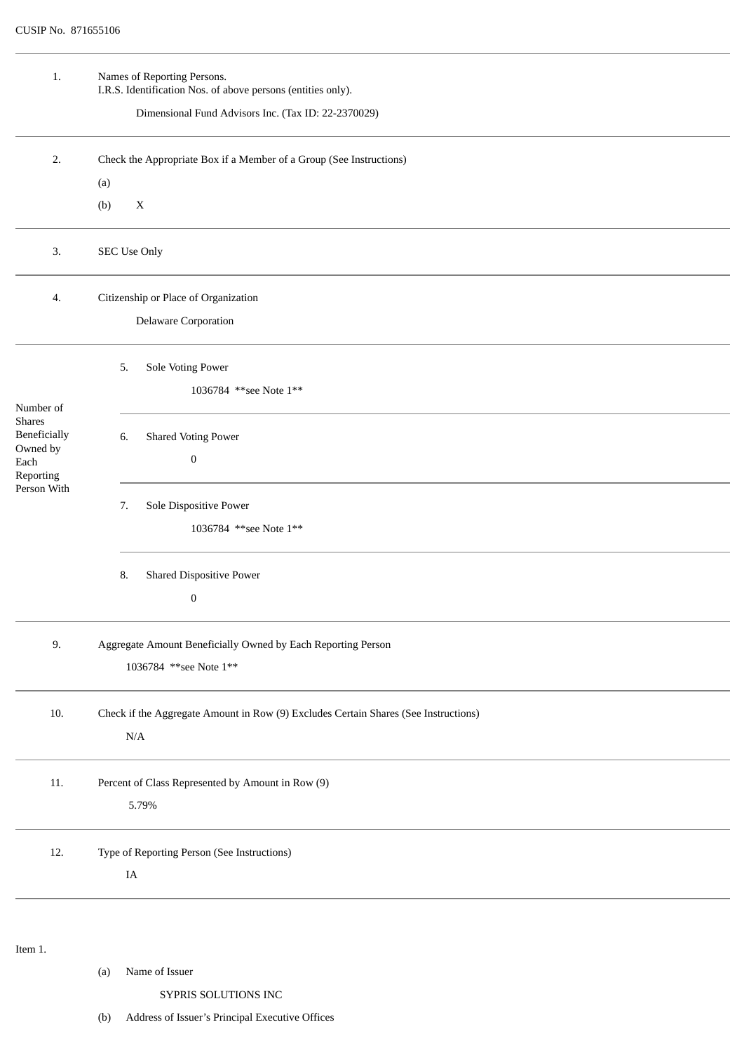CUSIP No. 871655106

| | | |
|---|---|---|
| 1. | Names of Reporting Persons.<br>I.R.S. Identification Nos. of above persons (entities only).<br><br>Dimensional Fund Advisors Inc. (Tax ID: 22-2370029) | |
| 2. | Check the Appropriate Box if a Member of a Group (See Instructions)<br>(a)<br>(b) X | |
| 3. | SEC Use Only | |
| 4. | Citizenship or Place of Organization<br><br>Delaware Corporation | |
| Number of Shares Beneficially Owned by Each Reporting Person With | 5. Sole Voting Power | 1036784 **see Note 1** |
| | 6. Shared Voting Power | 0 |
| | 7. Sole Dispositive Power | 1036784 **see Note 1** |
| | 8. Shared Dispositive Power | 0 |
| 9. | Aggregate Amount Beneficially Owned by Each Reporting Person<br><br>1036784 **see Note 1** | |
| 10. | Check if the Aggregate Amount in Row (9) Excludes Certain Shares (See Instructions)<br><br>N/A | |
| 11. | Percent of Class Represented by Amount in Row (9)<br><br>5.79% | |
| 12. | Type of Reporting Person (See Instructions)<br><br>IA | |

Item 1.

(a) Name of Issuer

SYPRIS SOLUTIONS INC

(b) Address of Issuer's Principal Executive Offices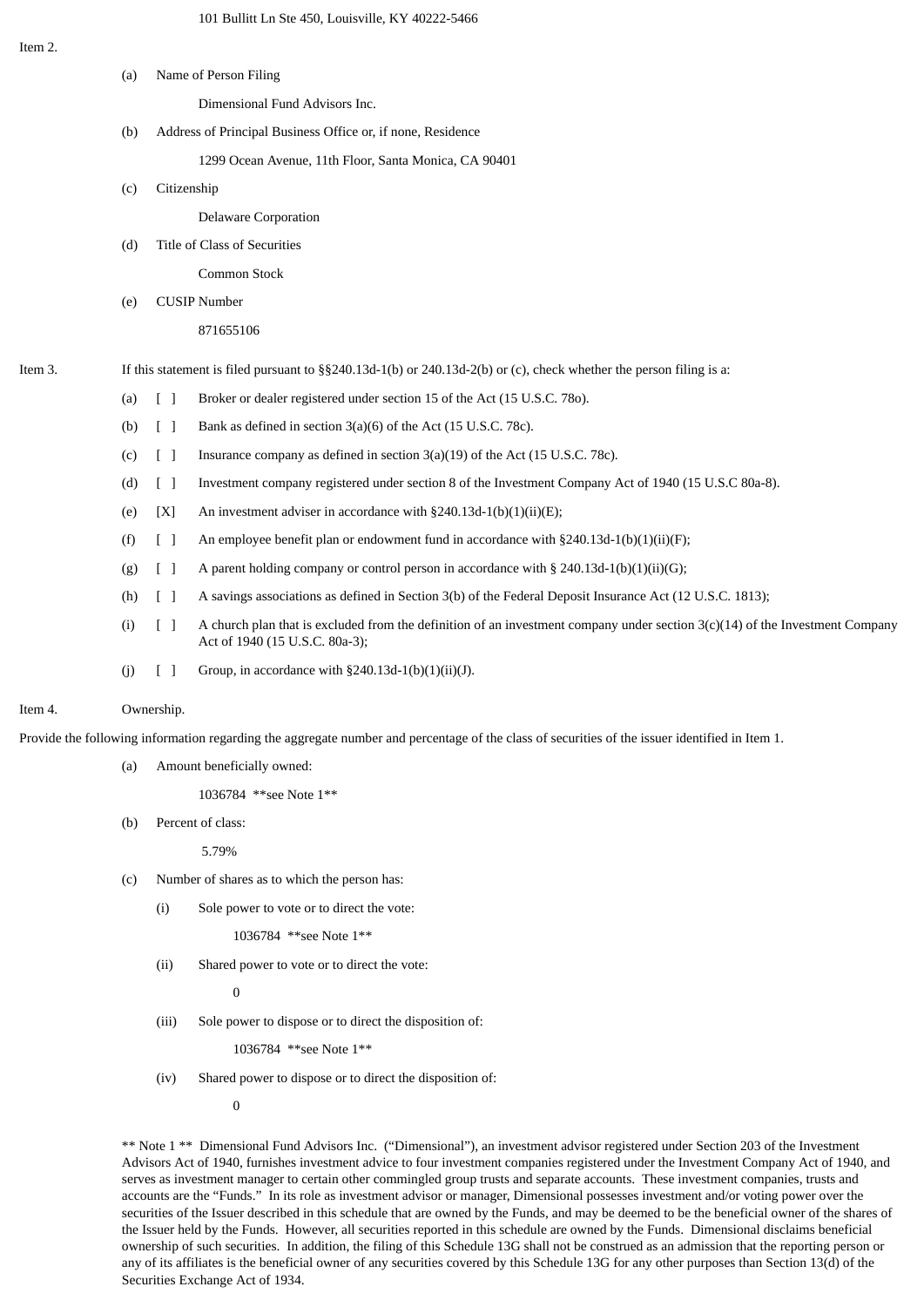101 Bullitt Ln Ste 450, Louisville, KY 40222-5466

Item 2.

(a) Name of Person Filing

Dimensional Fund Advisors Inc.

(b) Address of Principal Business Office or, if none, Residence

1299 Ocean Avenue, 11th Floor, Santa Monica, CA 90401

(c) Citizenship

Delaware Corporation

(d) Title of Class of Securities

Common Stock

(e) CUSIP Number

871655106

Item 3. If this statement is filed pursuant to §§240.13d-1(b) or 240.13d-2(b) or (c), check whether the person filing is a:

(a) [ ] Broker or dealer registered under section 15 of the Act (15 U.S.C. 78o).

(b) [ ] Bank as defined in section 3(a)(6) of the Act (15 U.S.C. 78c).

(c) [ ] Insurance company as defined in section 3(a)(19) of the Act (15 U.S.C. 78c).

(d) [ ] Investment company registered under section 8 of the Investment Company Act of 1940 (15 U.S.C 80a-8).

(e) [X] An investment adviser in accordance with §240.13d-1(b)(1)(ii)(E);

(f) [ ] An employee benefit plan or endowment fund in accordance with §240.13d-1(b)(1)(ii)(F);

(g) [ ] A parent holding company or control person in accordance with § 240.13d-1(b)(1)(ii)(G);

(h) [ ] A savings associations as defined in Section 3(b) of the Federal Deposit Insurance Act (12 U.S.C. 1813);

(i) [ ] A church plan that is excluded from the definition of an investment company under section 3(c)(14) of the Investment Company Act of 1940 (15 U.S.C. 80a-3);

(j) [ ] Group, in accordance with §240.13d-1(b)(1)(ii)(J).

Item 4. Ownership.

Provide the following information regarding the aggregate number and percentage of the class of securities of the issuer identified in Item 1.

(a) Amount beneficially owned:

1036784 **see Note 1**

(b) Percent of class:

5.79%

(c) Number of shares as to which the person has:

(i) Sole power to vote or to direct the vote:

1036784 **see Note 1**

(ii) Shared power to vote or to direct the vote:

0

(iii) Sole power to dispose or to direct the disposition of:

1036784 **see Note 1**

(iv) Shared power to dispose or to direct the disposition of:

0

** Note 1 ** Dimensional Fund Advisors Inc. ("Dimensional"), an investment advisor registered under Section 203 of the Investment Advisors Act of 1940, furnishes investment advice to four investment companies registered under the Investment Company Act of 1940, and serves as investment manager to certain other commingled group trusts and separate accounts. These investment companies, trusts and accounts are the "Funds." In its role as investment advisor or manager, Dimensional possesses investment and/or voting power over the securities of the Issuer described in this schedule that are owned by the Funds, and may be deemed to be the beneficial owner of the shares of the Issuer held by the Funds. However, all securities reported in this schedule are owned by the Funds. Dimensional disclaims beneficial ownership of such securities. In addition, the filing of this Schedule 13G shall not be construed as an admission that the reporting person or any of its affiliates is the beneficial owner of any securities covered by this Schedule 13G for any other purposes than Section 13(d) of the Securities Exchange Act of 1934.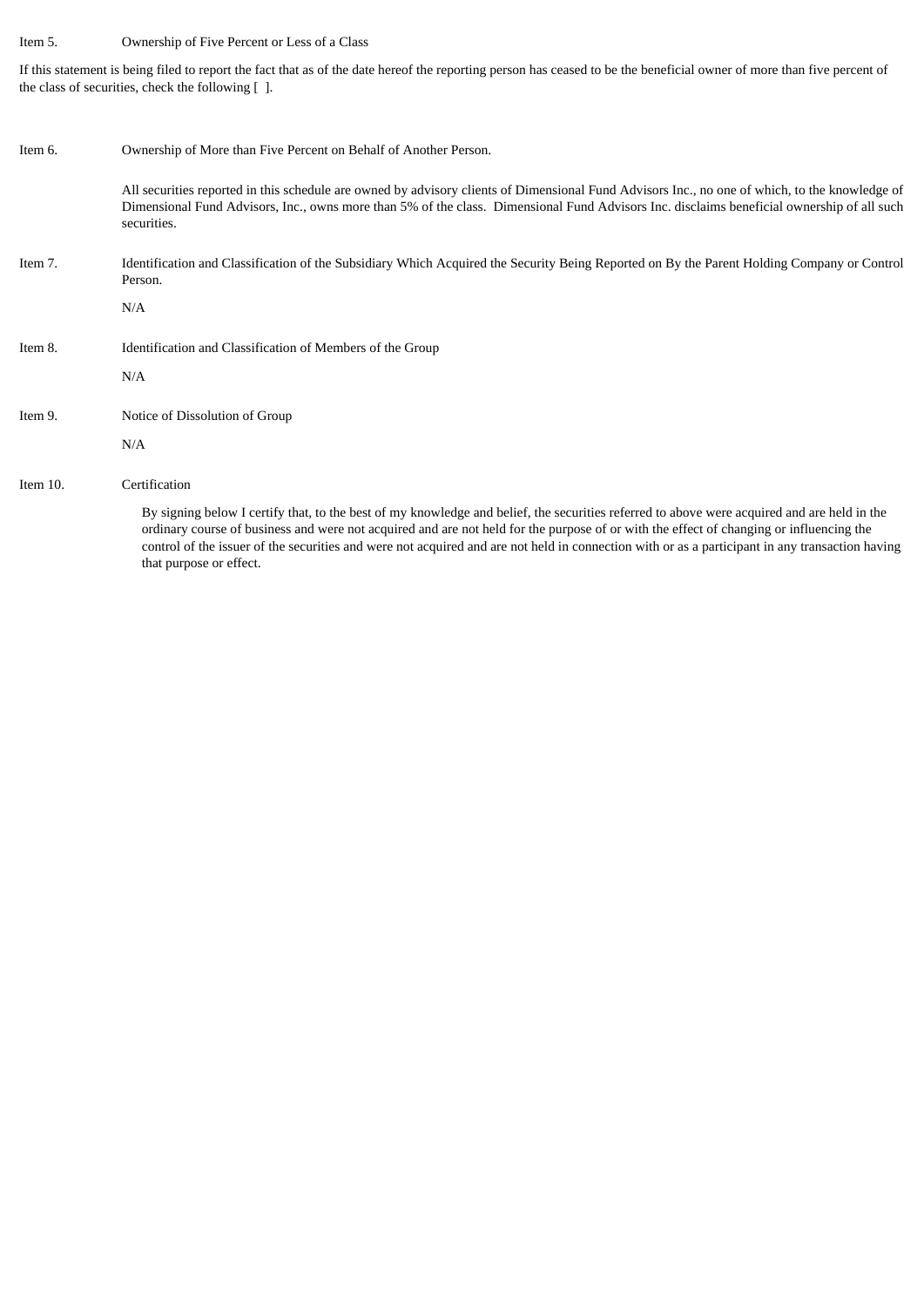Item 5. Ownership of Five Percent or Less of a Class

If this statement is being filed to report the fact that as of the date hereof the reporting person has ceased to be the beneficial owner of more than five percent of the class of securities, check the following [ ].

Item 6. Ownership of More than Five Percent on Behalf of Another Person.

All securities reported in this schedule are owned by advisory clients of Dimensional Fund Advisors Inc., no one of which, to the knowledge of Dimensional Fund Advisors, Inc., owns more than 5% of the class. Dimensional Fund Advisors Inc. disclaims beneficial ownership of all such securities.

Item 7. Identification and Classification of the Subsidiary Which Acquired the Security Being Reported on By the Parent Holding Company or Control Person.

N/A

Item 8. Identification and Classification of Members of the Group

N/A

Item 9. Notice of Dissolution of Group

N/A

Item 10. Certification

By signing below I certify that, to the best of my knowledge and belief, the securities referred to above were acquired and are held in the ordinary course of business and were not acquired and are not held for the purpose of or with the effect of changing or influencing the control of the issuer of the securities and were not acquired and are not held in connection with or as a participant in any transaction having that purpose or effect.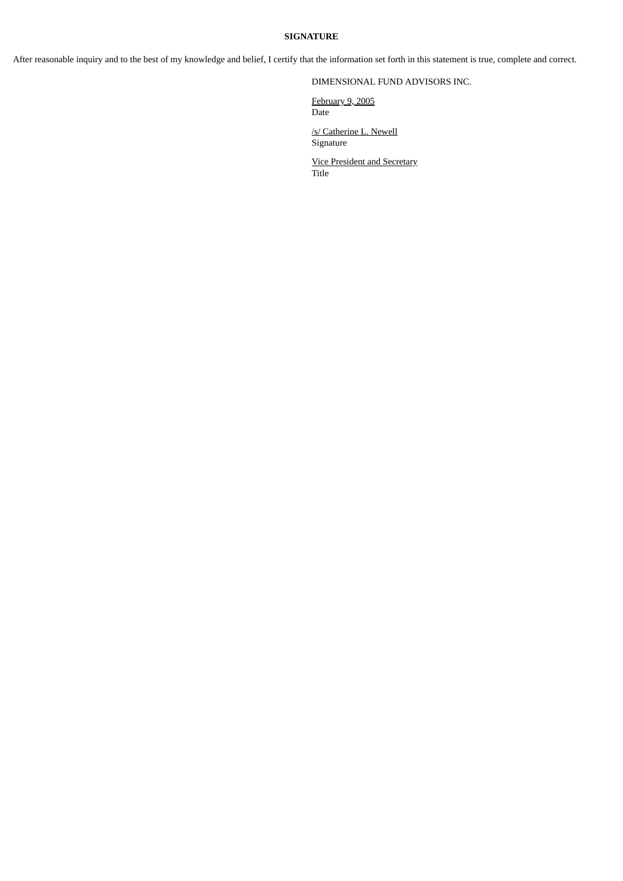**SIGNATURE**

After reasonable inquiry and to the best of my knowledge and belief, I certify that the information set forth in this statement is true, complete and correct.

DIMENSIONAL FUND ADVISORS INC.

February 9, 2005
Date

/s/ Catherine L. Newell
Signature

Vice President and Secretary
Title